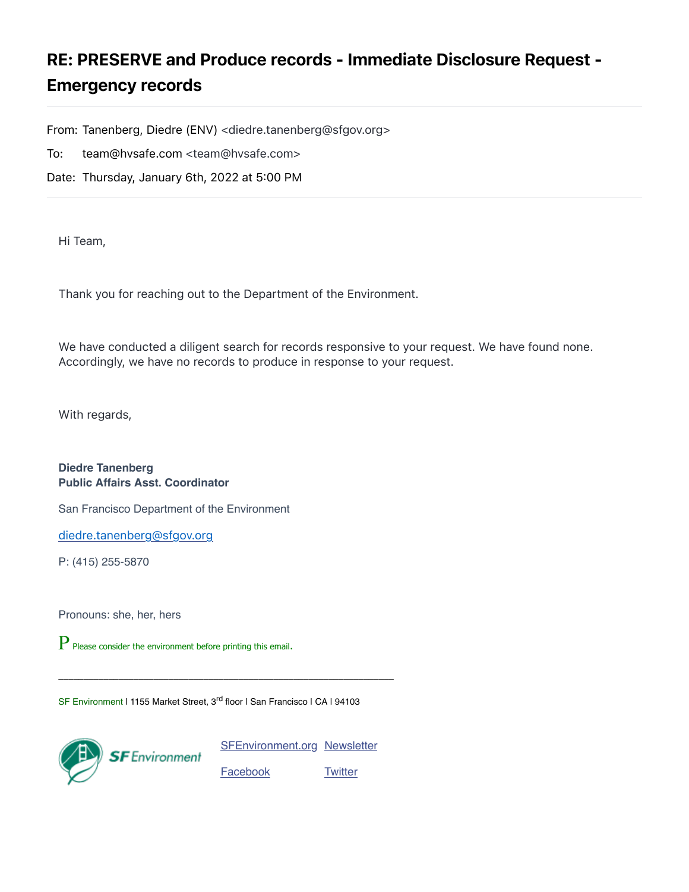# RE: PRESERVE and Produce records - Immediate Disclosure Request - Emergency records

From: Tanenberg, Diedre (ENV) <diedre.tanenberg@sfgov.org>

To: team@hvsafe.com <team@hvsafe.com>

Date: Thursday, January 6th, 2022 at 5:00 PM

---

Hi Team,

Thank you for reaching out to the Department of the Environment.

We have conducted a diligent search for records responsive to your request. We have found none. Accordingly, we have no records to produce in response to your request.

With regards,

**Diedre Tanenberg**
**Public Affairs Asst. Coordinator**

San Francisco Department of the Environment

[diedre.tanenberg@sfgov.org](mailto:diedre.tanenberg@sfgov.org)

P: (415) 255-5870

Pronouns: she, her, hers

P Please consider the environment before printing this email.

---

SF Environment | 1155 Market Street, 3rd floor | San Francisco | CA | 94103

SF Environment

SFEnvironment.org Newsletter

Facebook Twitter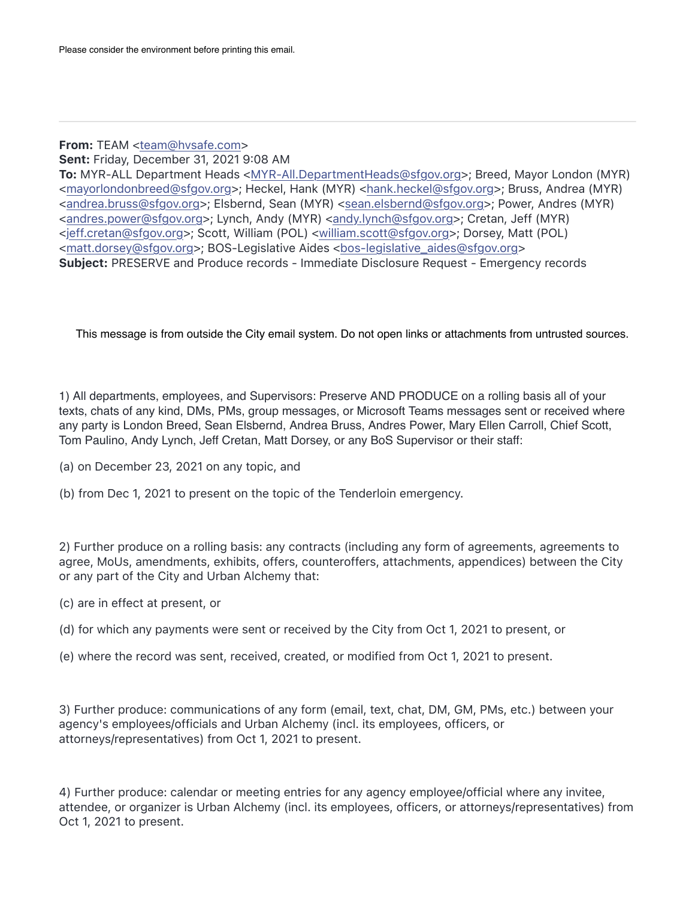Please consider the environment before printing this email.

---

**From:** TEAM <team@hvsafe.com>
**Sent:** Friday, December 31, 2021 9:08 AM
**To:** MYR-ALL Department Heads <MYR-All.DepartmentHeads@sfgov.org>; Breed, Mayor London (MYR) <mayorlondonbreed@sfgov.org>; Heckel, Hank (MYR) <hank.heckel@sfgov.org>; Bruss, Andrea (MYR) <andrea.bruss@sfgov.org>; Elsbernd, Sean (MYR) <sean.elsbernd@sfgov.org>; Power, Andres (MYR) <andres.power@sfgov.org>; Lynch, Andy (MYR) <andy.lynch@sfgov.org>; Cretan, Jeff (MYR) <jeff.cretan@sfgov.org>; Scott, William (POL) <william.scott@sfgov.org>; Dorsey, Matt (POL) <matt.dorsey@sfgov.org>; BOS-Legislative Aides <bos-legislative_aides@sfgov.org>
**Subject:** PRESERVE and Produce records - Immediate Disclosure Request - Emergency records

This message is from outside the City email system. Do not open links or attachments from untrusted sources.

1) All departments, employees, and Supervisors: Preserve AND PRODUCE on a rolling basis all of your texts, chats of any kind, DMs, PMs, group messages, or Microsoft Teams messages sent or received where any party is London Breed, Sean Elsbernd, Andrea Bruss, Andres Power, Mary Ellen Carroll, Chief Scott, Tom Paulino, Andy Lynch, Jeff Cretan, Matt Dorsey, or any BoS Supervisor or their staff:

(a) on December 23, 2021 on any topic, and

(b) from Dec 1, 2021 to present on the topic of the Tenderloin emergency.

2) Further produce on a rolling basis: any contracts (including any form of agreements, agreements to agree, MoUs, amendments, exhibits, offers, counteroffers, attachments, appendices) between the City or any part of the City and Urban Alchemy that:

(c) are in effect at present, or

(d) for which any payments were sent or received by the City from Oct 1, 2021 to present, or

(e) where the record was sent, received, created, or modified from Oct 1, 2021 to present.

3) Further produce: communications of any form (email, text, chat, DM, GM, PMs, etc.) between your agency's employees/officials and Urban Alchemy (incl. its employees, officers, or attorneys/representatives) from Oct 1, 2021 to present.

4) Further produce: calendar or meeting entries for any agency employee/official where any invitee, attendee, or organizer is Urban Alchemy (incl. its employees, officers, or attorneys/representatives) from Oct 1, 2021 to present.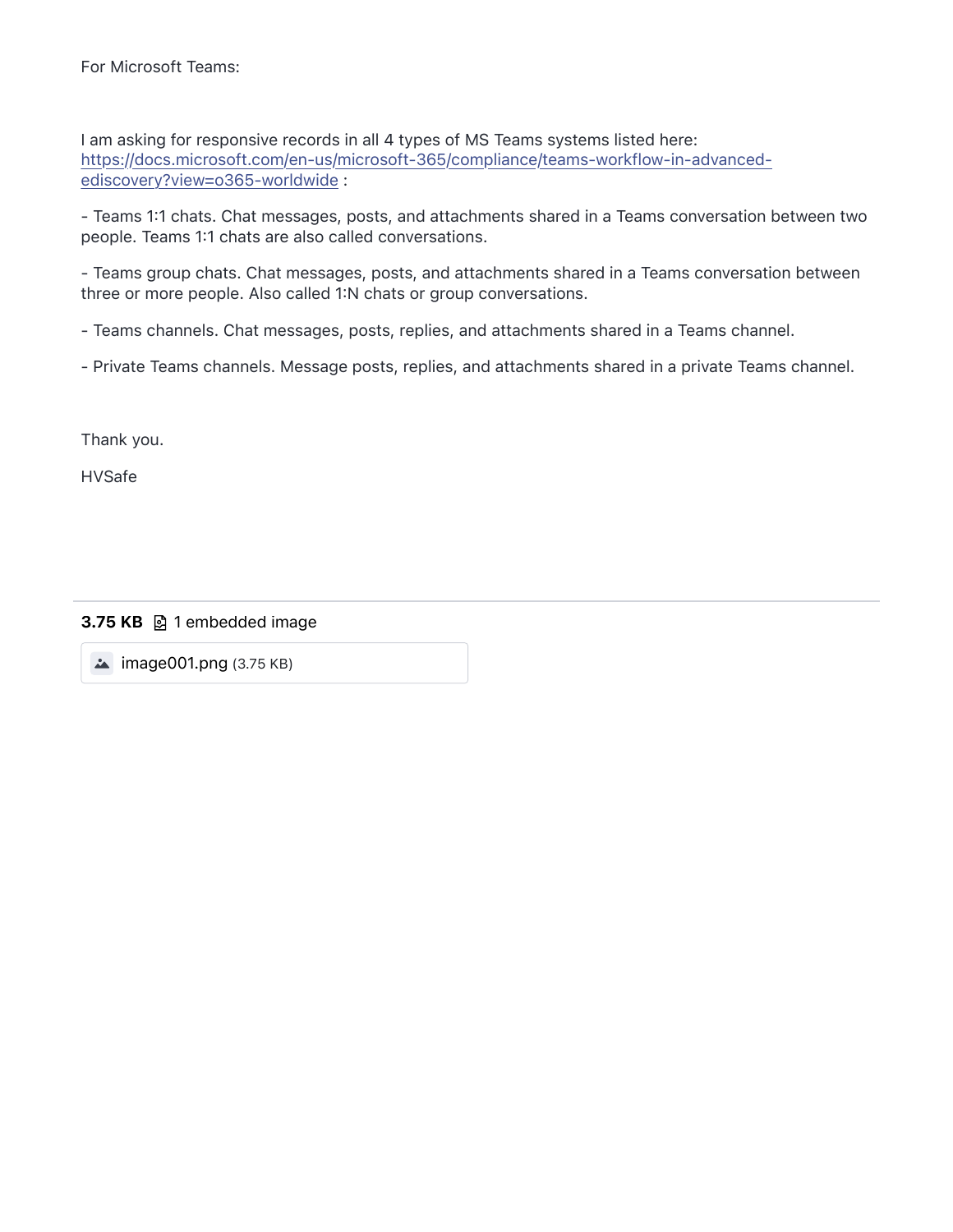For Microsoft Teams:

I am asking for responsive records in all 4 types of MS Teams systems listed here: [https://docs.microsoft.com/en-us/microsoft-365/compliance/teams-workflow-in-advanced-ediscovery?view=o365-worldwide](https://docs.microsoft.com/en-us/microsoft-365/compliance/teams-workflow-in-advanced-ediscovery?view=o365-worldwide) :

- Teams 1:1 chats. Chat messages, posts, and attachments shared in a Teams conversation between two people. Teams 1:1 chats are also called conversations.

- Teams group chats. Chat messages, posts, and attachments shared in a Teams conversation between three or more people. Also called 1:N chats or group conversations.

- Teams channels. Chat messages, posts, replies, and attachments shared in a Teams channel.

- Private Teams channels. Message posts, replies, and attachments shared in a private Teams channel.

Thank you.

HVSafe

---

**3.75 KB** 1 embedded image

image001.png (3.75 KB)